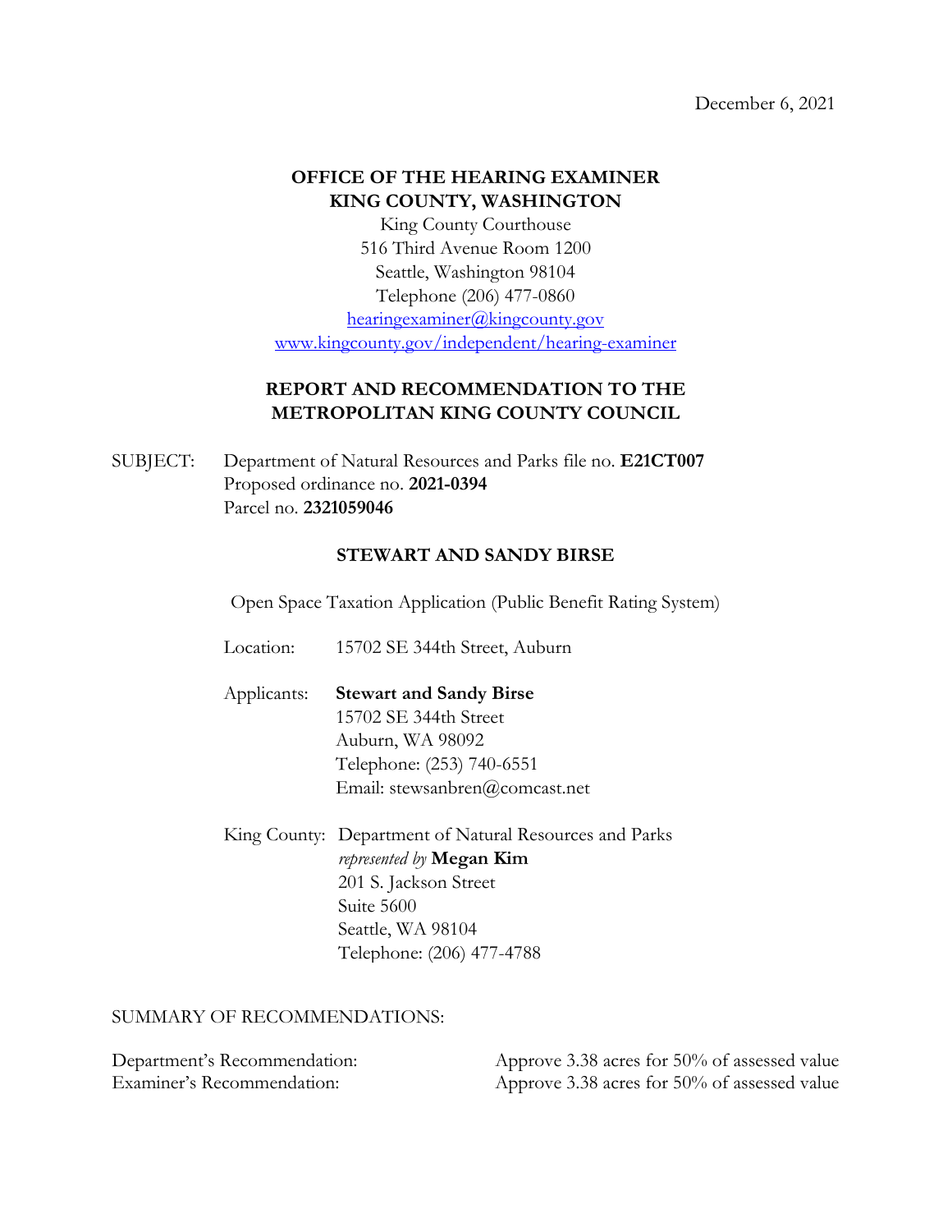December 6, 2021

**OFFICE OF THE HEARING EXAMINER**
**KING COUNTY, WASHINGTON**

King County Courthouse
516 Third Avenue Room 1200
Seattle, Washington 98104
Telephone (206) 477-0860
hearingexaminer@kingcounty.gov
www.kingcounty.gov/independent/hearing-examiner

## REPORT AND RECOMMENDATION TO THE METROPOLITAN KING COUNTY COUNCIL

SUBJECT: Department of Natural Resources and Parks file no. **E21CT007**
Proposed ordinance no. **2021-0394**
Parcel no. **2321059046**

### STEWART AND SANDY BIRSE

Open Space Taxation Application (Public Benefit Rating System)

Location: 15702 SE 344th Street, Auburn

Applicants: **Stewart and Sandy Birse**
15702 SE 344th Street
Auburn, WA 98092
Telephone: (253) 740-6551
Email: stewsanbren@comcast.net

King County: Department of Natural Resources and Parks
*represented by* **Megan Kim**
201 S. Jackson Street
Suite 5600
Seattle, WA 98104
Telephone: (206) 477-4788

SUMMARY OF RECOMMENDATIONS:

| | |
|---|---|
| Department's Recommendation: | Approve 3.38 acres for 50% of assessed value |
| Examiner's Recommendation: | Approve 3.38 acres for 50% of assessed value |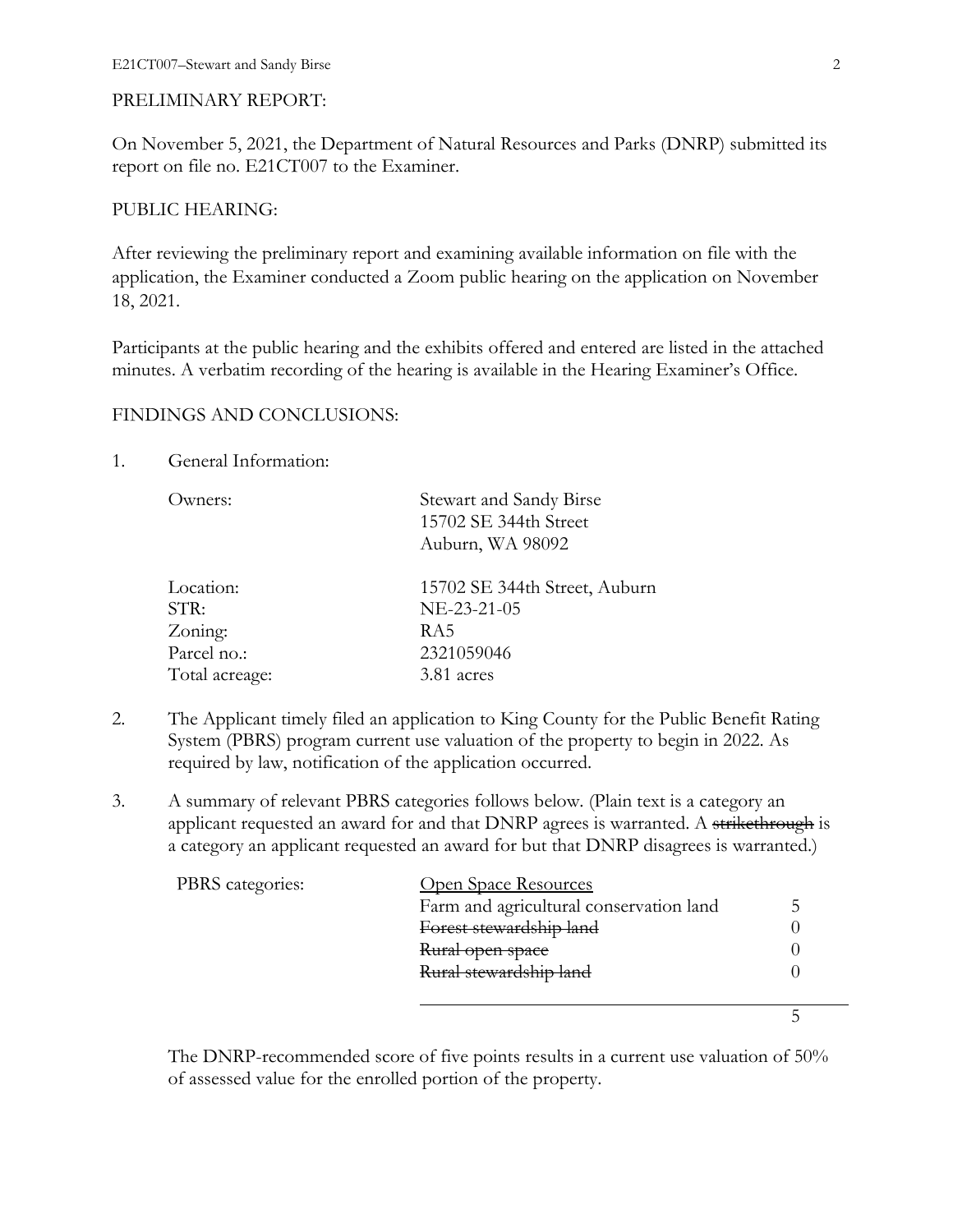PRELIMINARY REPORT:

On November 5, 2021, the Department of Natural Resources and Parks (DNRP) submitted its report on file no. E21CT007 to the Examiner.

PUBLIC HEARING:

After reviewing the preliminary report and examining available information on file with the application, the Examiner conducted a Zoom public hearing on the application on November 18, 2021.

Participants at the public hearing and the exhibits offered and entered are listed in the attached minutes. A verbatim recording of the hearing is available in the Hearing Examiner's Office.

FINDINGS AND CONCLUSIONS:

1. General Information:

| | |
|---|---|
| Owners: | Stewart and Sandy Birse<br>15702 SE 344th Street<br>Auburn, WA 98092 |
| Location: | 15702 SE 344th Street, Auburn |
| STR: | NE-23-21-05 |
| Zoning: | RA5 |
| Parcel no.: | 2321059046 |
| Total acreage: | 3.81 acres |

2. The Applicant timely filed an application to King County for the Public Benefit Rating System (PBRS) program current use valuation of the property to begin in 2022. As required by law, notification of the application occurred.

3. A summary of relevant PBRS categories follows below. (Plain text is a category an applicant requested an award for and that DNRP agrees is warranted. A ~~strikethrough~~ is a category an applicant requested an award for but that DNRP disagrees is warranted.)

| PBRS categories: | <u>Open Space Resources</u> | |
|---|---|---|
| | Farm and agricultural conservation land | 5 |
| | ~~Forest stewardship land~~ | 0 |
| | ~~Rural open space~~ | 0 |
| | ~~Rural stewardship land~~ | 0 |
| | | 5 |

The DNRP-recommended score of five points results in a current use valuation of 50% of assessed value for the enrolled portion of the property.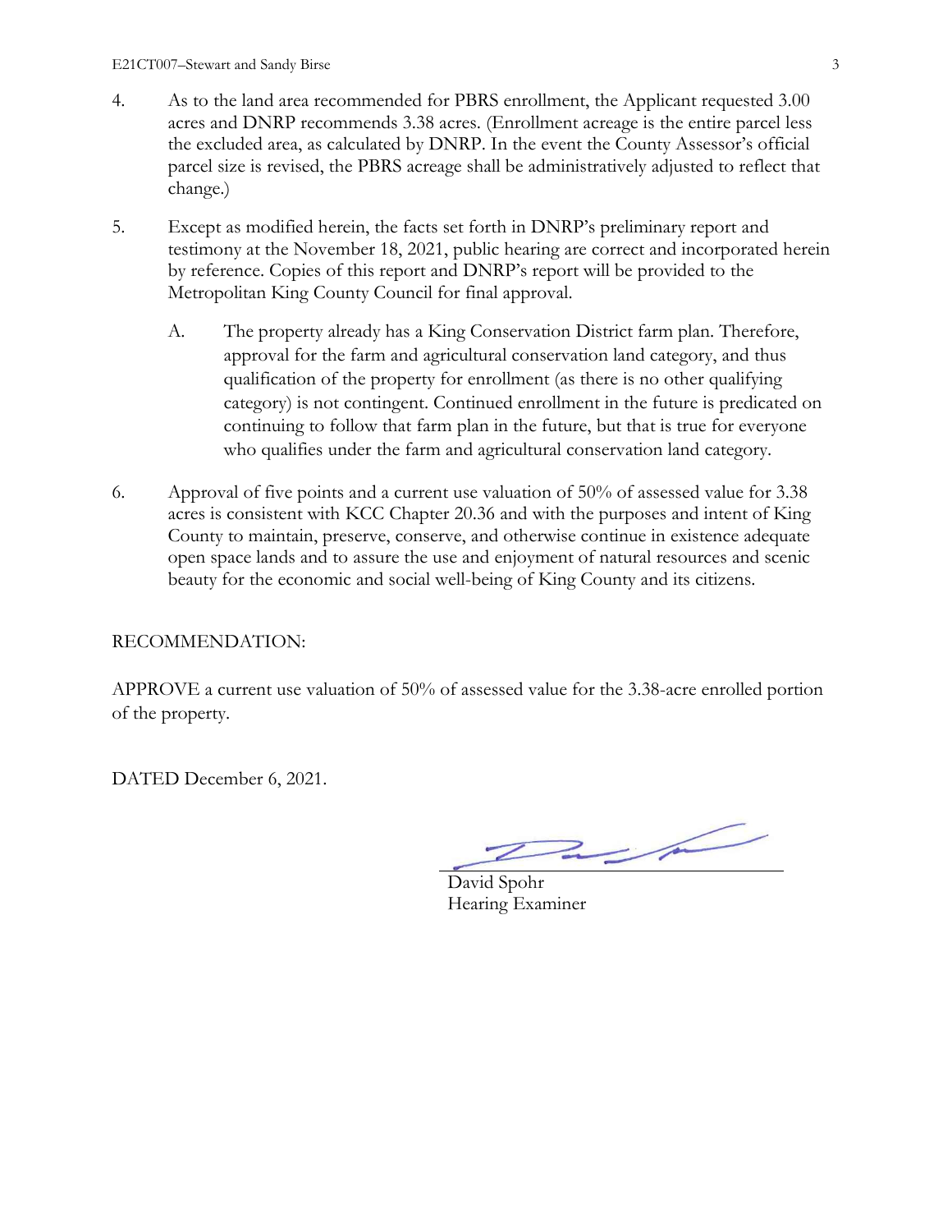4. As to the land area recommended for PBRS enrollment, the Applicant requested 3.00 acres and DNRP recommends 3.38 acres. (Enrollment acreage is the entire parcel less the excluded area, as calculated by DNRP. In the event the County Assessor's official parcel size is revised, the PBRS acreage shall be administratively adjusted to reflect that change.)

5. Except as modified herein, the facts set forth in DNRP's preliminary report and testimony at the November 18, 2021, public hearing are correct and incorporated herein by reference. Copies of this report and DNRP's report will be provided to the Metropolitan King County Council for final approval.

   A. The property already has a King Conservation District farm plan. Therefore, approval for the farm and agricultural conservation land category, and thus qualification of the property for enrollment (as there is no other qualifying category) is not contingent. Continued enrollment in the future is predicated on continuing to follow that farm plan in the future, but that is true for everyone who qualifies under the farm and agricultural conservation land category.

6. Approval of five points and a current use valuation of 50% of assessed value for 3.38 acres is consistent with KCC Chapter 20.36 and with the purposes and intent of King County to maintain, preserve, conserve, and otherwise continue in existence adequate open space lands and to assure the use and enjoyment of natural resources and scenic beauty for the economic and social well-being of King County and its citizens.

RECOMMENDATION:

APPROVE a current use valuation of 50% of assessed value for the 3.38-acre enrolled portion of the property.

DATED December 6, 2021.

David Spohr
Hearing Examiner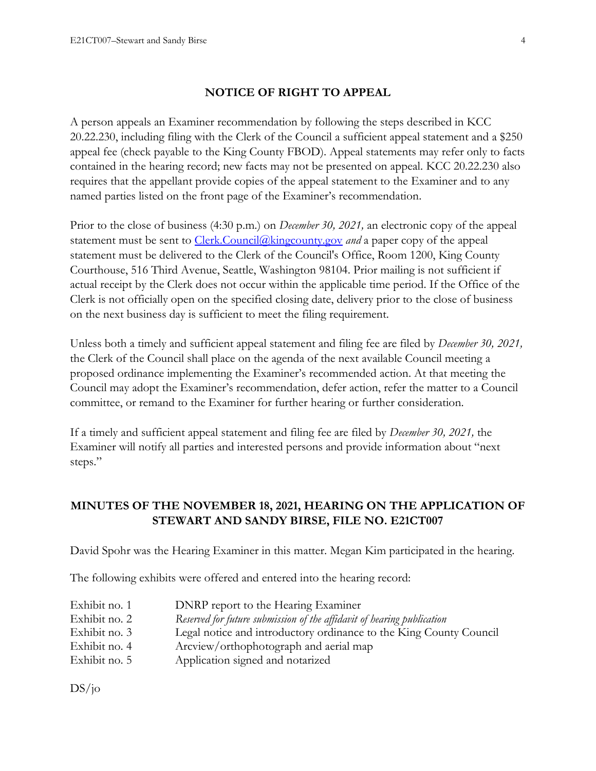## NOTICE OF RIGHT TO APPEAL

A person appeals an Examiner recommendation by following the steps described in KCC 20.22.230, including filing with the Clerk of the Council a sufficient appeal statement and a $250 appeal fee (check payable to the King County FBOD). Appeal statements may refer only to facts contained in the hearing record; new facts may not be presented on appeal. KCC 20.22.230 also requires that the appellant provide copies of the appeal statement to the Examiner and to any named parties listed on the front page of the Examiner's recommendation.

Prior to the close of business (4:30 p.m.) on *December 30, 2021,* an electronic copy of the appeal statement must be sent to [Clerk.Council@kingcounty.gov](mailto:Clerk.Council@kingcounty.gov) *and* a paper copy of the appeal statement must be delivered to the Clerk of the Council's Office, Room 1200, King County Courthouse, 516 Third Avenue, Seattle, Washington 98104. Prior mailing is not sufficient if actual receipt by the Clerk does not occur within the applicable time period. If the Office of the Clerk is not officially open on the specified closing date, delivery prior to the close of business on the next business day is sufficient to meet the filing requirement.

Unless both a timely and sufficient appeal statement and filing fee are filed by *December 30, 2021,* the Clerk of the Council shall place on the agenda of the next available Council meeting a proposed ordinance implementing the Examiner's recommended action. At that meeting the Council may adopt the Examiner's recommendation, defer action, refer the matter to a Council committee, or remand to the Examiner for further hearing or further consideration.

If a timely and sufficient appeal statement and filing fee are filed by *December 30, 2021,* the Examiner will notify all parties and interested persons and provide information about "next steps."

## MINUTES OF THE NOVEMBER 18, 2021, HEARING ON THE APPLICATION OF STEWART AND SANDY BIRSE, FILE NO. E21CT007

David Spohr was the Hearing Examiner in this matter. Megan Kim participated in the hearing.

The following exhibits were offered and entered into the hearing record:

| | |
|---|---|
| Exhibit no. 1 | DNRP report to the Hearing Examiner |
| Exhibit no. 2 | *Reserved for future submission of the affidavit of hearing publication* |
| Exhibit no. 3 | Legal notice and introductory ordinance to the King County Council |
| Exhibit no. 4 | Arcview/orthophotograph and aerial map |
| Exhibit no. 5 | Application signed and notarized |

DS/jo